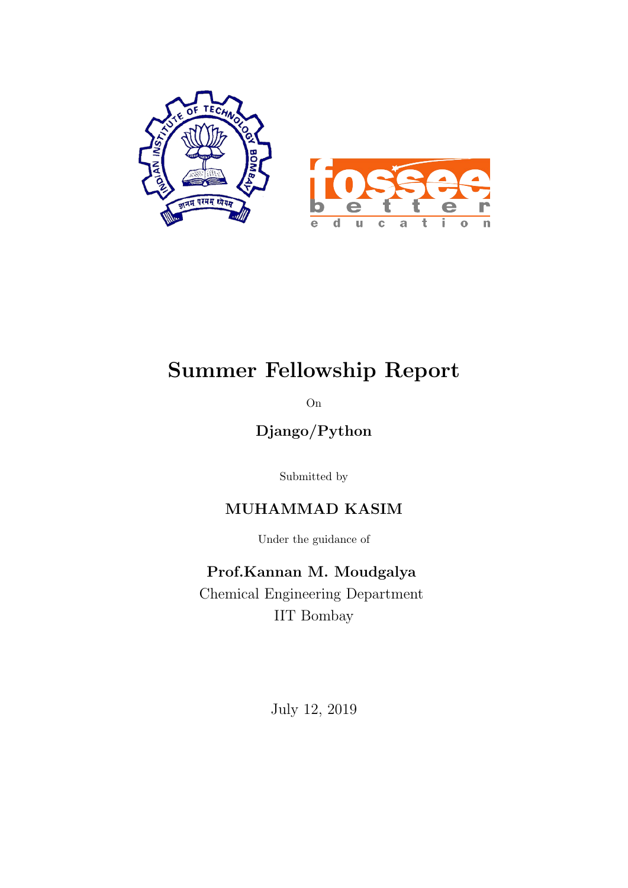# Summer Fellowship Report

On

**Django/Python**

Submitted by

**MUHAMMAD KASIM**

Under the guidance of

**Prof.Kannan M. Moudgalya**

Chemical Engineering Department

IIT Bombay

July 12, 2019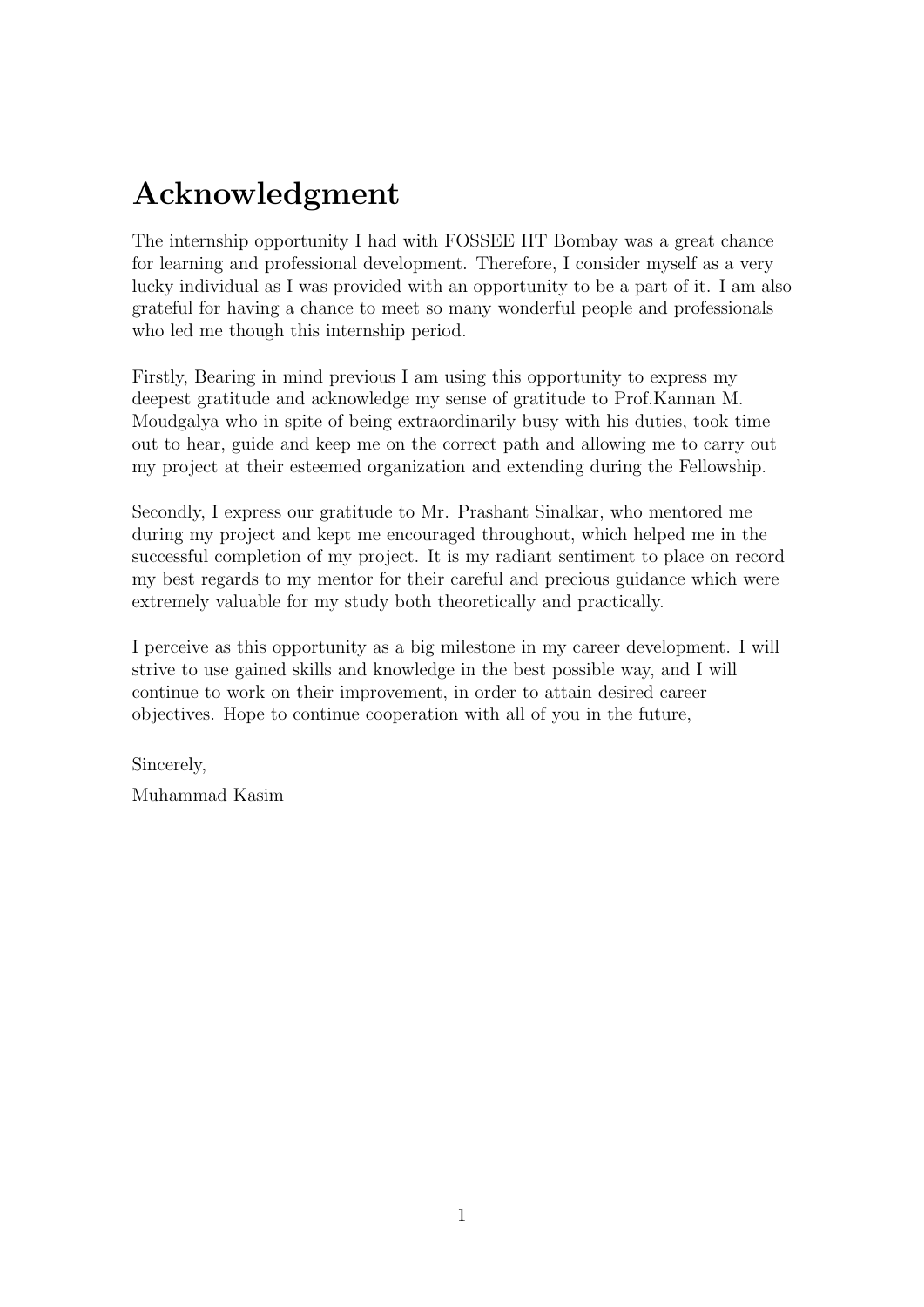# Acknowledgment

The internship opportunity I had with FOSSEE IIT Bombay was a great chance for learning and professional development. Therefore, I consider myself as a very lucky individual as I was provided with an opportunity to be a part of it. I am also grateful for having a chance to meet so many wonderful people and professionals who led me though this internship period.

Firstly, Bearing in mind previous I am using this opportunity to express my deepest gratitude and acknowledge my sense of gratitude to Prof.Kannan M. Moudgalya who in spite of being extraordinarily busy with his duties, took time out to hear, guide and keep me on the correct path and allowing me to carry out my project at their esteemed organization and extending during the Fellowship.

Secondly, I express our gratitude to Mr. Prashant Sinalkar, who mentored me during my project and kept me encouraged throughout, which helped me in the successful completion of my project. It is my radiant sentiment to place on record my best regards to my mentor for their careful and precious guidance which were extremely valuable for my study both theoretically and practically.

I perceive as this opportunity as a big milestone in my career development. I will strive to use gained skills and knowledge in the best possible way, and I will continue to work on their improvement, in order to attain desired career objectives. Hope to continue cooperation with all of you in the future,

Sincerely,

Muhammad Kasim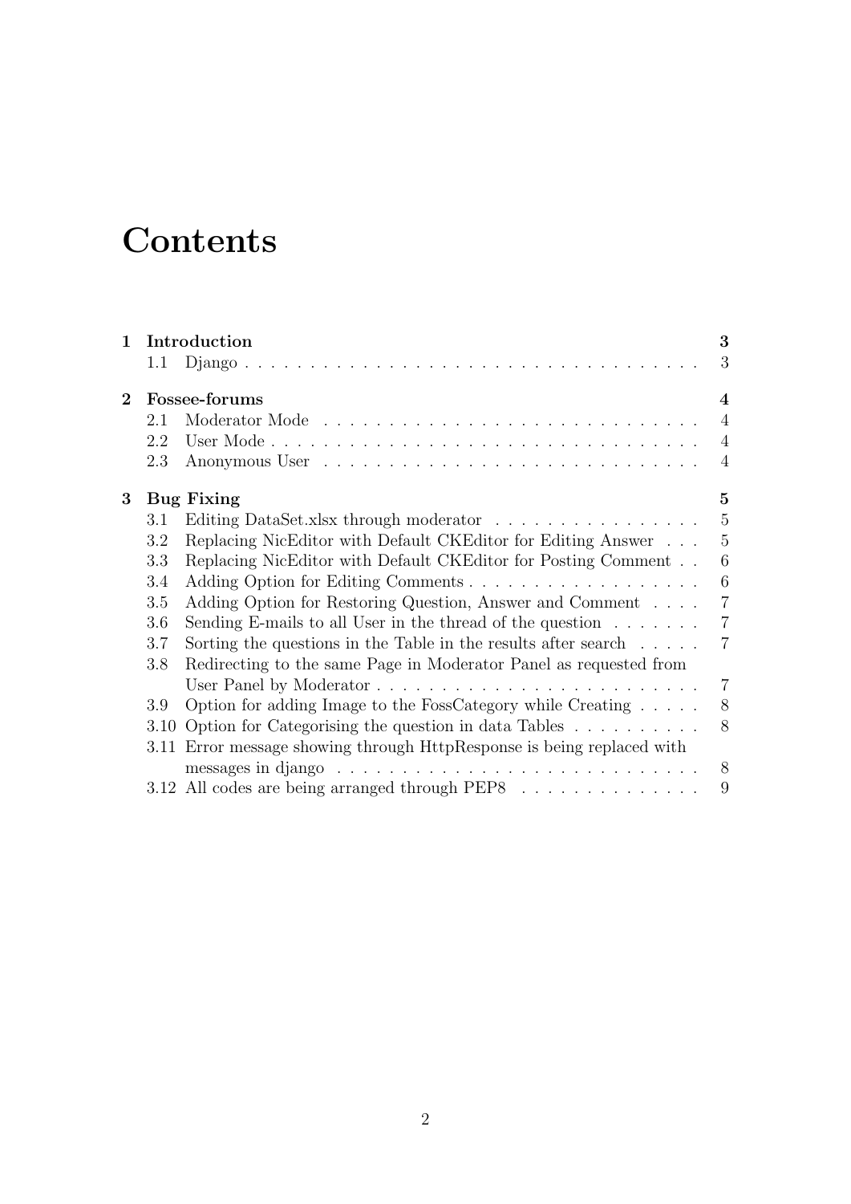# Contents

**1 Introduction** — 3
- 1.1 Django — 3

**2 Fossee-forums** — 4
- 2.1 Moderator Mode — 4
- 2.2 User Mode — 4
- 2.3 Anonymous User — 4

**3 Bug Fixing** — 5
- 3.1 Editing DataSet.xlsx through moderator — 5
- 3.2 Replacing NicEditor with Default CKEditor for Editing Answer — 5
- 3.3 Replacing NicEditor with Default CKEditor for Posting Comment — 6
- 3.4 Adding Option for Editing Comments — 6
- 3.5 Adding Option for Restoring Question, Answer and Comment — 7
- 3.6 Sending E-mails to all User in the thread of the question — 7
- 3.7 Sorting the questions in the Table in the results after search — 7
- 3.8 Redirecting to the same Page in Moderator Panel as requested from User Panel by Moderator — 7
- 3.9 Option for adding Image to the FossCategory while Creating — 8
- 3.10 Option for Categorising the question in data Tables — 8
- 3.11 Error message showing through HttpResponse is being replaced with messages in django — 8
- 3.12 All codes are being arranged through PEP8 — 9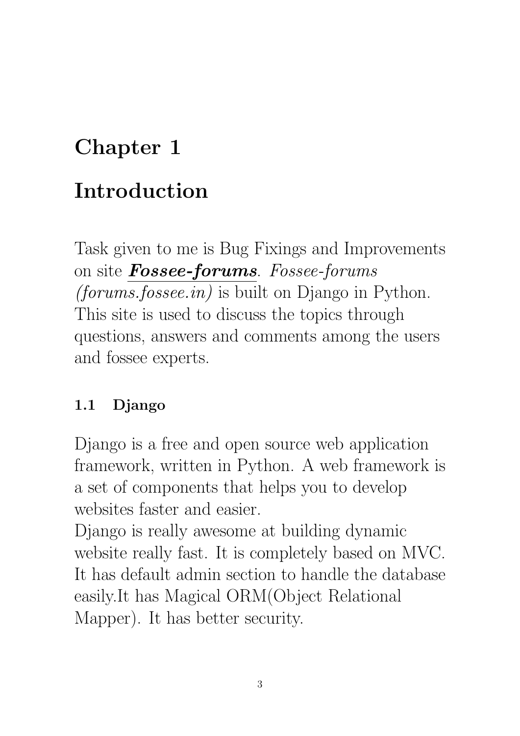# Chapter 1

# Introduction

Task given to me is Bug Fixings and Improvements on site ***Fossee-forums***. *Fossee-forums (forums.fossee.in)* is built on Django in Python. This site is used to discuss the topics through questions, answers and comments among the users and fossee experts.

### 1.1 Django

Django is a free and open source web application framework, written in Python. A web framework is a set of components that helps you to develop websites faster and easier.
Django is really awesome at building dynamic website really fast. It is completely based on MVC. It has default admin section to handle the database easily.It has Magical ORM(Object Relational Mapper). It has better security.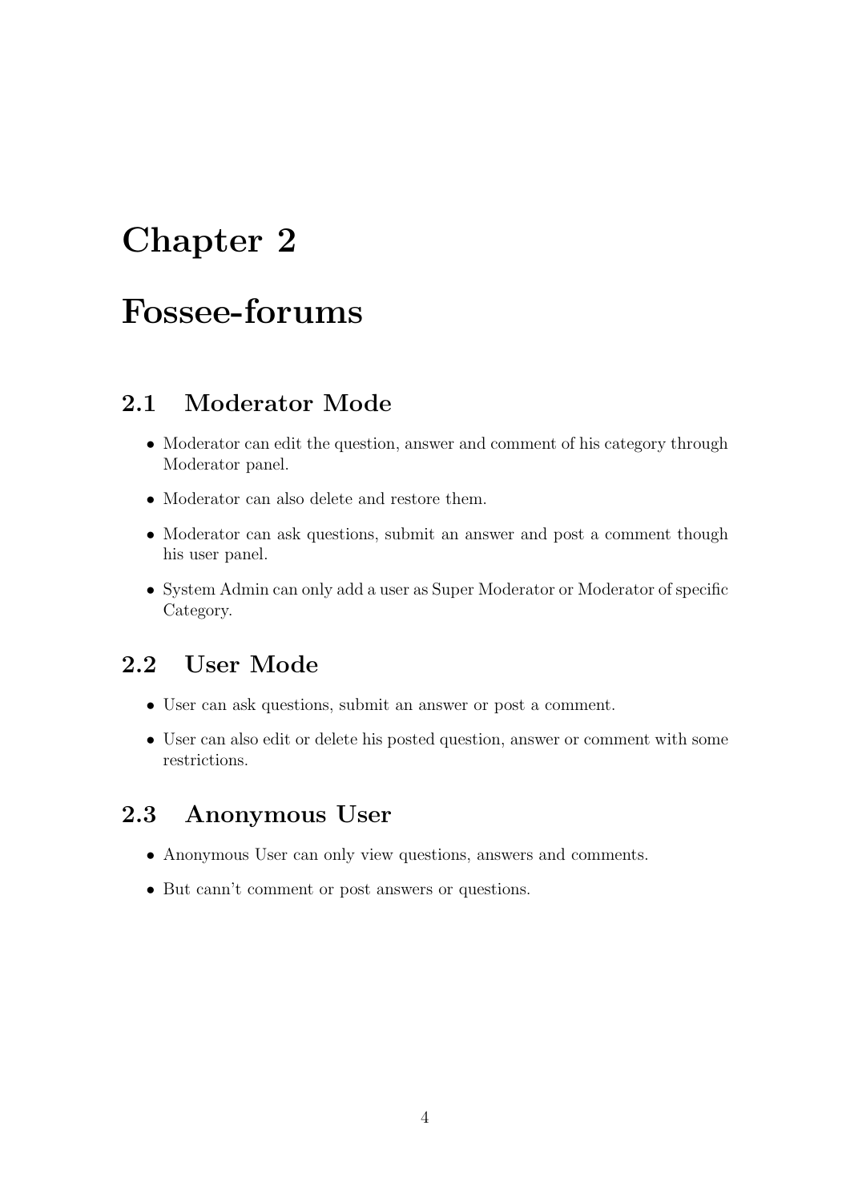# Chapter 2

# Fossee-forums

## 2.1 Moderator Mode

- Moderator can edit the question, answer and comment of his category through Moderator panel.
- Moderator can also delete and restore them.
- Moderator can ask questions, submit an answer and post a comment though his user panel.
- System Admin can only add a user as Super Moderator or Moderator of specific Category.

## 2.2 User Mode

- User can ask questions, submit an answer or post a comment.
- User can also edit or delete his posted question, answer or comment with some restrictions.

## 2.3 Anonymous User

- Anonymous User can only view questions, answers and comments.
- But cann't comment or post answers or questions.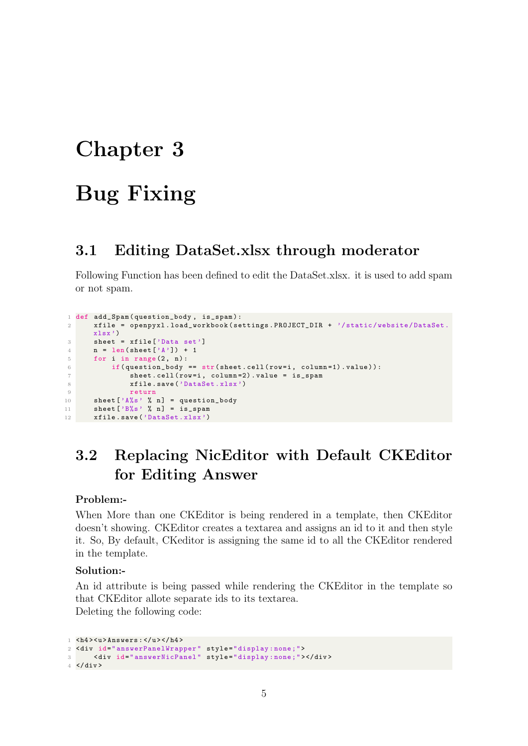# Chapter 3

# Bug Fixing

## 3.1 Editing DataSet.xlsx through moderator

Following Function has been defined to edit the DataSet.xlsx. it is used to add spam or not spam.

```
def add_Spam(question_body, is_spam):
    xfile = openpyxl.load_workbook(settings.PROJECT_DIR + '/static/website/DataSet.xlsx')
    sheet = xfile['Data set']
    n = len(sheet['A']) + 1
    for i in range(2, n):
        if(question_body == str(sheet.cell(row=i, column=1).value)):
            sheet.cell(row=i, column=2).value = is_spam
            xfile.save('DataSet.xlsx')
            return
    sheet['A%s' % n] = question_body
    sheet['B%s' % n] = is_spam
    xfile.save('DataSet.xlsx')
```

## 3.2 Replacing NicEditor with Default CKEditor for Editing Answer

**Problem:-**

When More than one CKEditor is being rendered in a template, then CKEditor doesn't showing. CKEditor creates a textarea and assigns an id to it and then style it. So, By default, CKeditor is assigning the same id to all the CKEditor rendered in the template.

**Solution:-**

An id attribute is being passed while rendering the CKEditor in the template so that CKEditor allote separate ids to its textarea.
Deleting the following code:

```
<h4><u>Answers:</u></h4>
<div id="answerPanelWrapper" style="display:none;">
    <div id="answerNicPanel" style="display:none;"></div>
</div>
```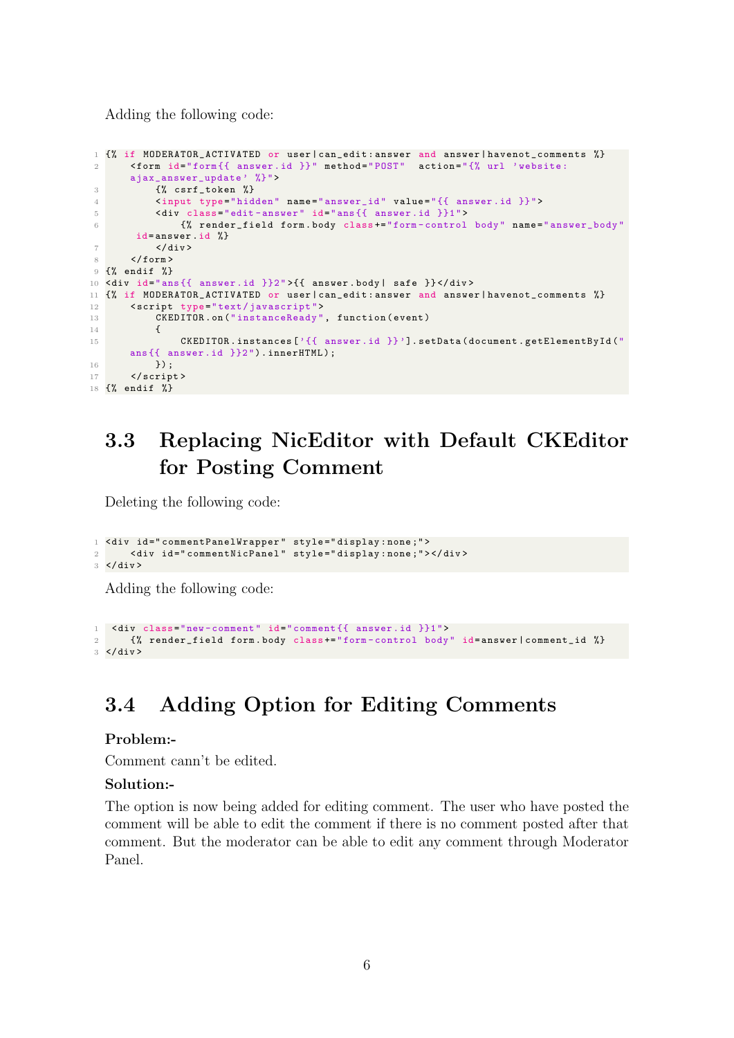Adding the following code:

```
{% if MODERATOR_ACTIVATED or user|can_edit:answer and answer|havenot_comments %}
    <form id="form{{ answer.id }}" method="POST"  action="{% url 'website:ajax_answer_update' %}">
        {% csrf_token %}
        <input type="hidden" name="answer_id" value="{{ answer.id }}">
        <div class="edit-answer" id="ans{{ answer.id }}1">
            {% render_field form.body class+="form-control body" name="answer_body" id=answer.id %}
        </div>
    </form>
{% endif %}
<div id="ans{{ answer.id }}2">{{ answer.body| safe }}</div>
{% if MODERATOR_ACTIVATED or user|can_edit:answer and answer|havenot_comments %}
    <script type="text/javascript">
        CKEDITOR.on("instanceReady", function(event)
        {
            CKEDITOR.instances['{{ answer.id }}'].setData(document.getElementById("ans{{ answer.id }}2").innerHTML);
        });
    </script>
{% endif %}
```

## 3.3 Replacing NicEditor with Default CKEditor for Posting Comment

Deleting the following code:

```
<div id="commentPanelWrapper" style="display:none;">
    <div id="commentNicPanel" style="display:none;"></div>
</div>
```

Adding the following code:

```
 <div class="new-comment" id="comment{{ answer.id }}1">
    {% render_field form.body class+="form-control body" id=answer|comment_id %}
</div>
```

## 3.4 Adding Option for Editing Comments

**Problem:-**

Comment cann't be edited.

**Solution:-**

The option is now being added for editing comment. The user who have posted the comment will be able to edit the comment if there is no comment posted after that comment. But the moderator can be able to edit any comment through Moderator Panel.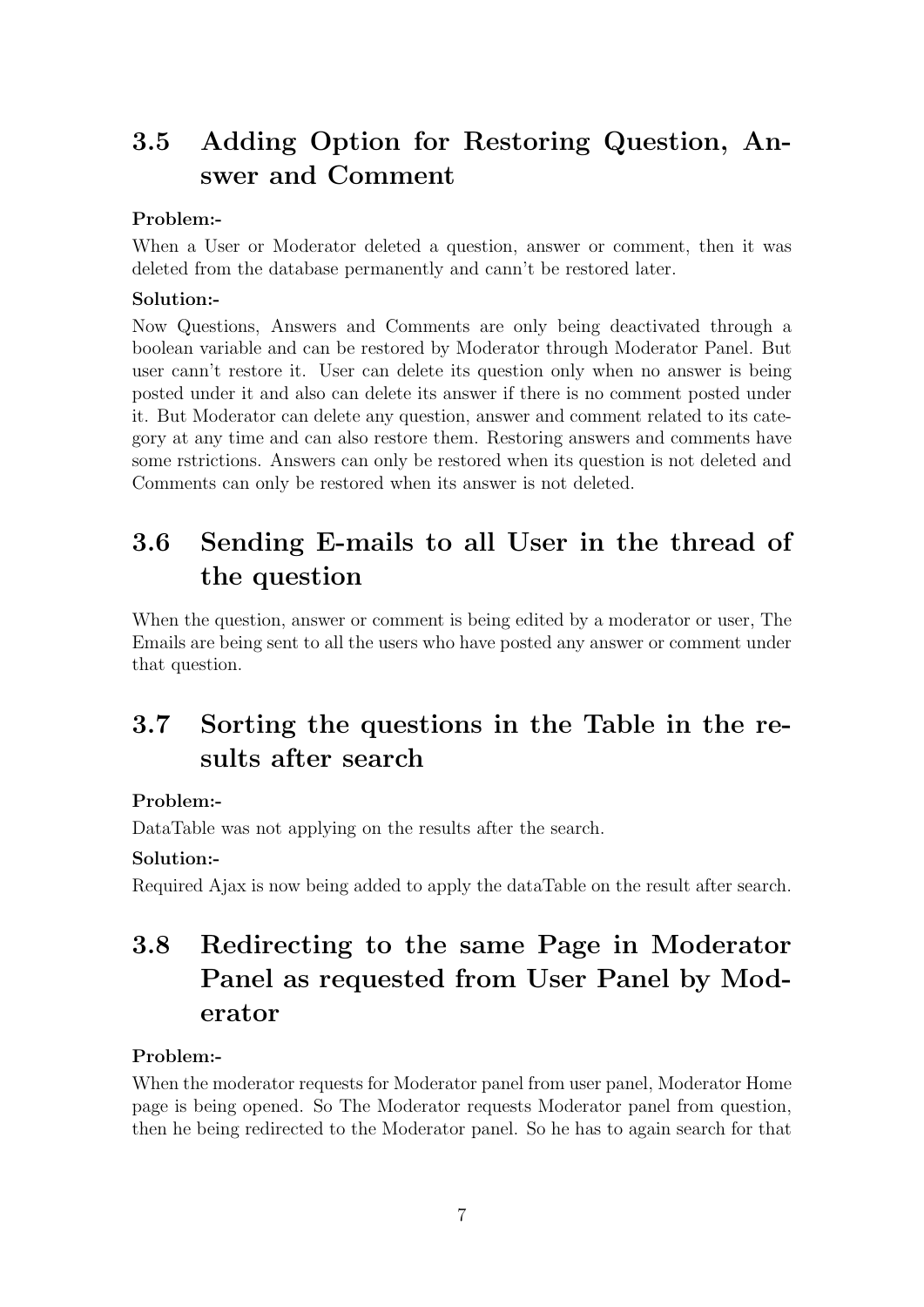## 3.5 Adding Option for Restoring Question, Answer and Comment

**Problem:-**

When a User or Moderator deleted a question, answer or comment, then it was deleted from the database permanently and cann't be restored later.

**Solution:-**

Now Questions, Answers and Comments are only being deactivated through a boolean variable and can be restored by Moderator through Moderator Panel. But user cann't restore it. User can delete its question only when no answer is being posted under it and also can delete its answer if there is no comment posted under it. But Moderator can delete any question, answer and comment related to its category at any time and can also restore them. Restoring answers and comments have some rstrictions. Answers can only be restored when its question is not deleted and Comments can only be restored when its answer is not deleted.

## 3.6 Sending E-mails to all User in the thread of the question

When the question, answer or comment is being edited by a moderator or user, The Emails are being sent to all the users who have posted any answer or comment under that question.

## 3.7 Sorting the questions in the Table in the results after search

**Problem:-**

DataTable was not applying on the results after the search.

**Solution:-**

Required Ajax is now being added to apply the dataTable on the result after search.

## 3.8 Redirecting to the same Page in Moderator Panel as requested from User Panel by Moderator

**Problem:-**

When the moderator requests for Moderator panel from user panel, Moderator Home page is being opened. So The Moderator requests Moderator panel from question, then he being redirected to the Moderator panel. So he has to again search for that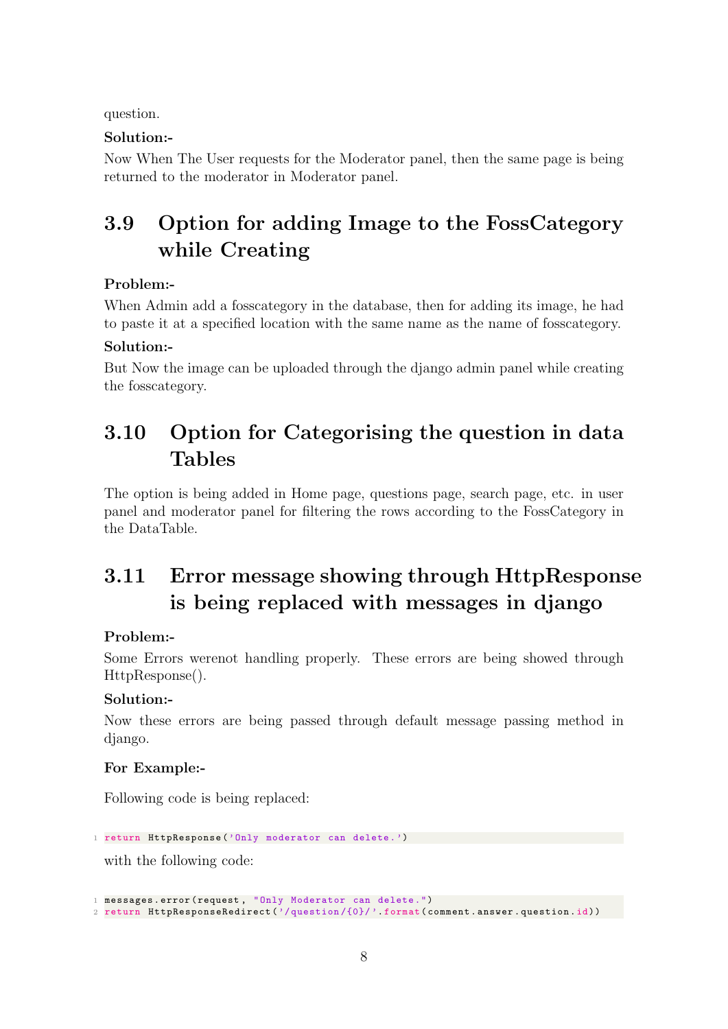question.

**Solution:-**

Now When The User requests for the Moderator panel, then the same page is being returned to the moderator in Moderator panel.

## 3.9 Option for adding Image to the FossCategory while Creating

**Problem:-**

When Admin add a fosscategory in the database, then for adding its image, he had to paste it at a specified location with the same name as the name of fosscategory.

**Solution:-**

But Now the image can be uploaded through the django admin panel while creating the fosscategory.

## 3.10 Option for Categorising the question in data Tables

The option is being added in Home page, questions page, search page, etc. in user panel and moderator panel for filtering the rows according to the FossCategory in the DataTable.

## 3.11 Error message showing through HttpResponse is being replaced with messages in django

**Problem:-**

Some Errors werenot handling properly. These errors are being showed through HttpResponse().

**Solution:-**

Now these errors are being passed through default message passing method in django.

**For Example:-**

Following code is being replaced:

```
return HttpResponse('Only moderator can delete.')
```

with the following code:

```
messages.error(request, "Only Moderator can delete.")
return HttpResponseRedirect('/question/{0}/'.format(comment.answer.question.id))
```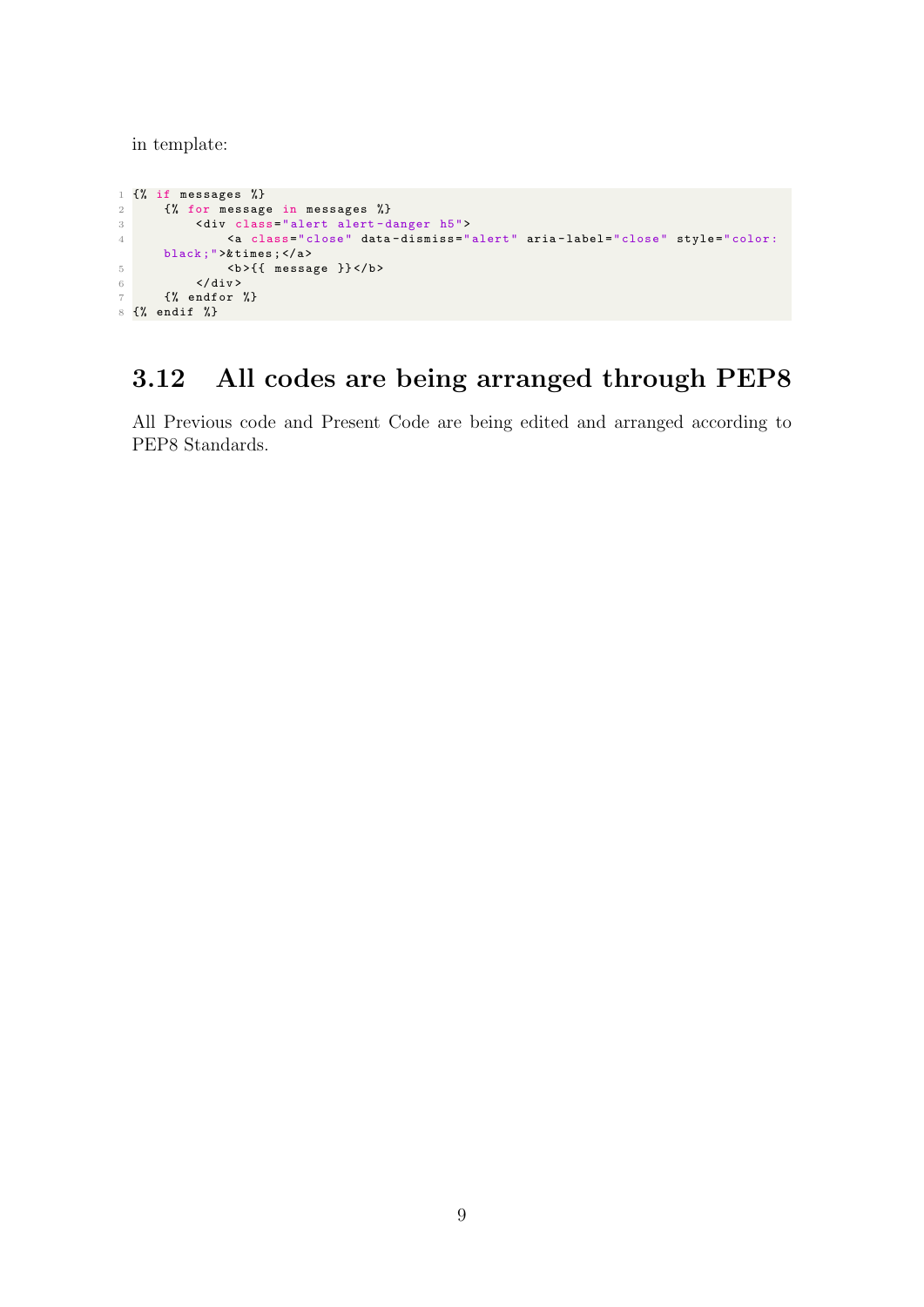in template:

```
{% if messages %}
    {% for message in messages %}
        <div class="alert alert-danger h5">
            <a class="close" data-dismiss="alert" aria-label="close" style="color:
    black;">&times;</a>
            <b>{{ message }}</b>
        </div>
    {% endfor %}
{% endif %}
```

## 3.12 All codes are being arranged through PEP8

All Previous code and Present Code are being edited and arranged according to PEP8 Standards.